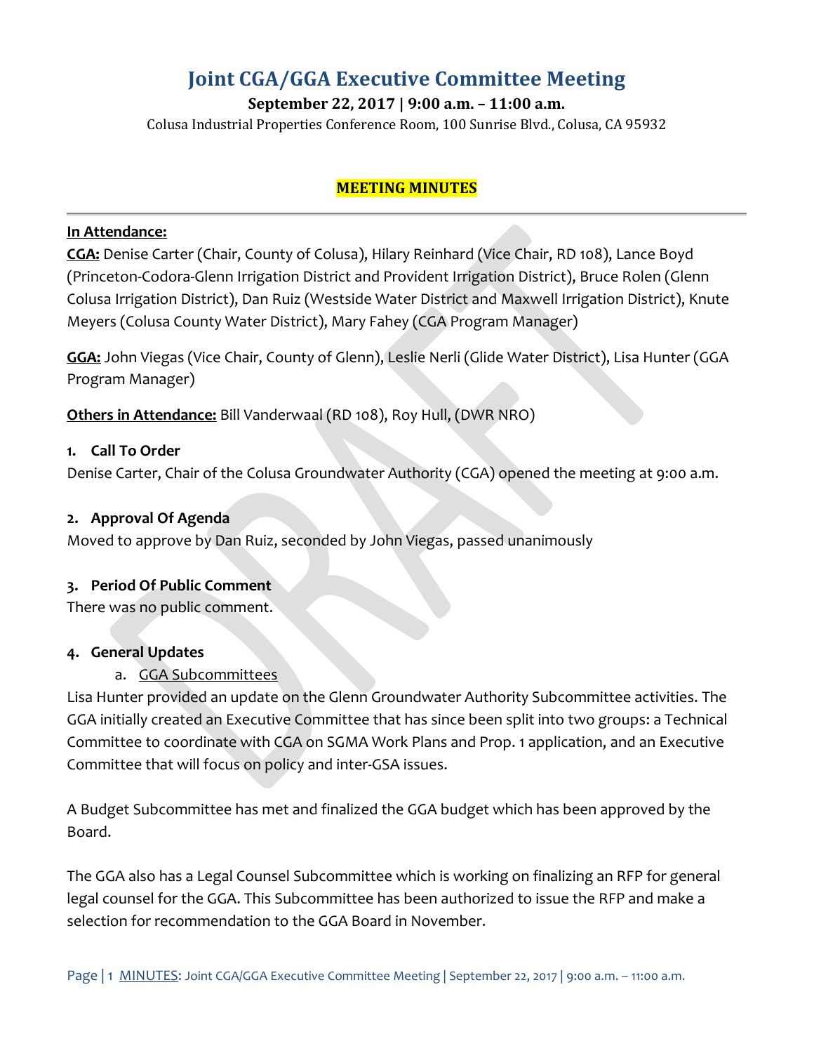# Joint CGA/GGA Executive Committee Meeting

**September 22, 2017 | 9:00 a.m. – 11:00 a.m.**

Colusa Industrial Properties Conference Room, 100 Sunrise Blvd., Colusa, CA 95932

**MEETING MINUTES**

---

**In Attendance:**

**CGA:** Denise Carter (Chair, County of Colusa), Hilary Reinhard (Vice Chair, RD 108), Lance Boyd (Princeton-Codora-Glenn Irrigation District and Provident Irrigation District), Bruce Rolen (Glenn Colusa Irrigation District), Dan Ruiz (Westside Water District and Maxwell Irrigation District), Knute Meyers (Colusa County Water District), Mary Fahey (CGA Program Manager)

**GGA:** John Viegas (Vice Chair, County of Glenn), Leslie Nerli (Glide Water District), Lisa Hunter (GGA Program Manager)

**Others in Attendance:** Bill Vanderwaal (RD 108), Roy Hull, (DWR NRO)

**1. Call To Order**

Denise Carter, Chair of the Colusa Groundwater Authority (CGA) opened the meeting at 9:00 a.m.

**2. Approval Of Agenda**

Moved to approve by Dan Ruiz, seconded by John Viegas, passed unanimously

**3. Period Of Public Comment**

There was no public comment.

**4. General Updates**

a. GGA Subcommittees

Lisa Hunter provided an update on the Glenn Groundwater Authority Subcommittee activities. The GGA initially created an Executive Committee that has since been split into two groups: a Technical Committee to coordinate with CGA on SGMA Work Plans and Prop. 1 application, and an Executive Committee that will focus on policy and inter-GSA issues.

A Budget Subcommittee has met and finalized the GGA budget which has been approved by the Board.

The GGA also has a Legal Counsel Subcommittee which is working on finalizing an RFP for general legal counsel for the GGA. This Subcommittee has been authorized to issue the RFP and make a selection for recommendation to the GGA Board in November.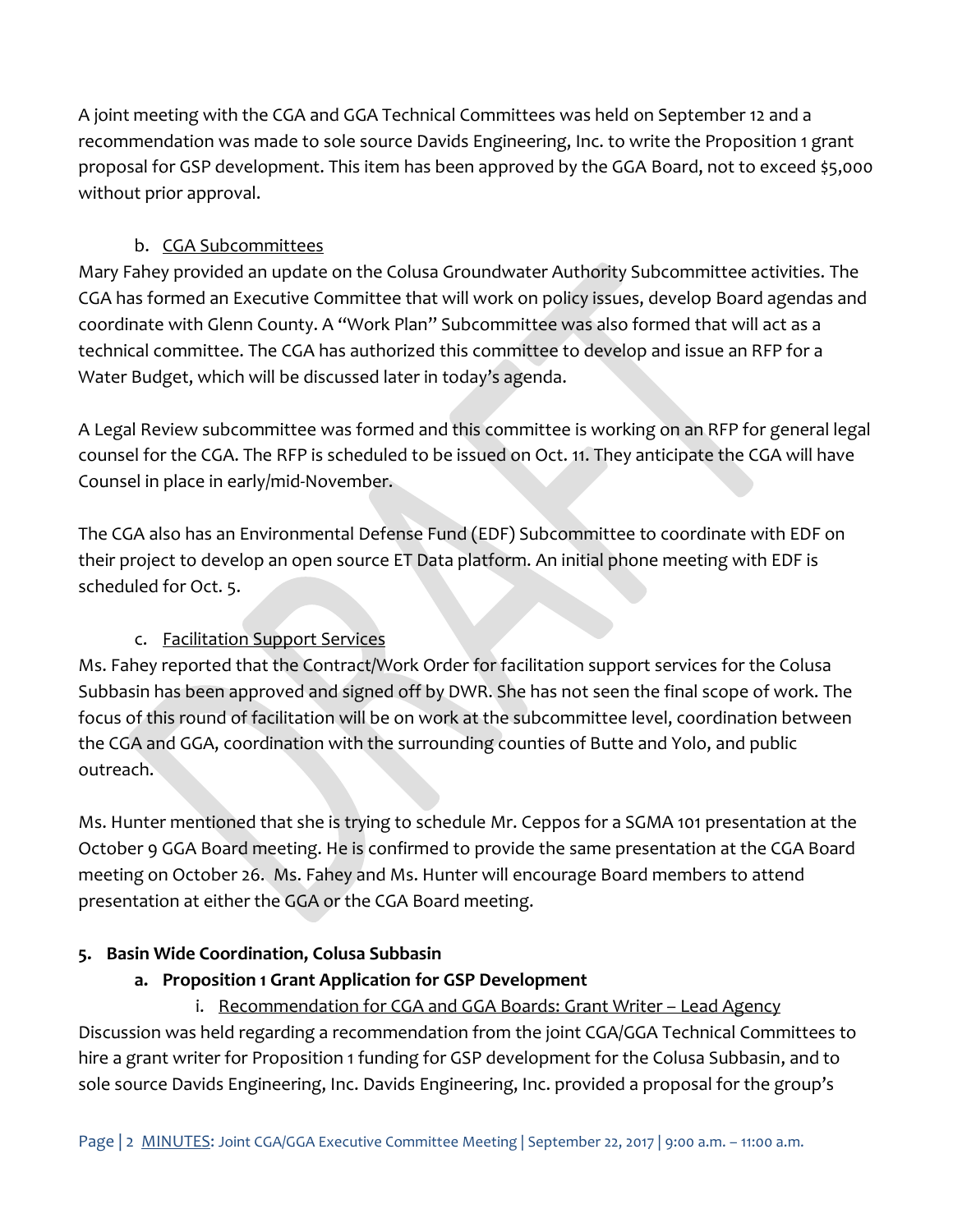A joint meeting with the CGA and GGA Technical Committees was held on September 12 and a recommendation was made to sole source Davids Engineering, Inc. to write the Proposition 1 grant proposal for GSP development. This item has been approved by the GGA Board, not to exceed $5,000 without prior approval.

b. CGA Subcommittees

Mary Fahey provided an update on the Colusa Groundwater Authority Subcommittee activities. The CGA has formed an Executive Committee that will work on policy issues, develop Board agendas and coordinate with Glenn County. A "Work Plan" Subcommittee was also formed that will act as a technical committee. The CGA has authorized this committee to develop and issue an RFP for a Water Budget, which will be discussed later in today's agenda.

A Legal Review subcommittee was formed and this committee is working on an RFP for general legal counsel for the CGA. The RFP is scheduled to be issued on Oct. 11. They anticipate the CGA will have Counsel in place in early/mid-November.

The CGA also has an Environmental Defense Fund (EDF) Subcommittee to coordinate with EDF on their project to develop an open source ET Data platform. An initial phone meeting with EDF is scheduled for Oct. 5.

c. Facilitation Support Services

Ms. Fahey reported that the Contract/Work Order for facilitation support services for the Colusa Subbasin has been approved and signed off by DWR. She has not seen the final scope of work. The focus of this round of facilitation will be on work at the subcommittee level, coordination between the CGA and GGA, coordination with the surrounding counties of Butte and Yolo, and public outreach.

Ms. Hunter mentioned that she is trying to schedule Mr. Ceppos for a SGMA 101 presentation at the October 9 GGA Board meeting. He is confirmed to provide the same presentation at the CGA Board meeting on October 26. Ms. Fahey and Ms. Hunter will encourage Board members to attend presentation at either the GGA or the CGA Board meeting.

**5. Basin Wide Coordination, Colusa Subbasin**

**a. Proposition 1 Grant Application for GSP Development**

i. Recommendation for CGA and GGA Boards: Grant Writer – Lead Agency

Discussion was held regarding a recommendation from the joint CGA/GGA Technical Committees to hire a grant writer for Proposition 1 funding for GSP development for the Colusa Subbasin, and to sole source Davids Engineering, Inc. Davids Engineering, Inc. provided a proposal for the group's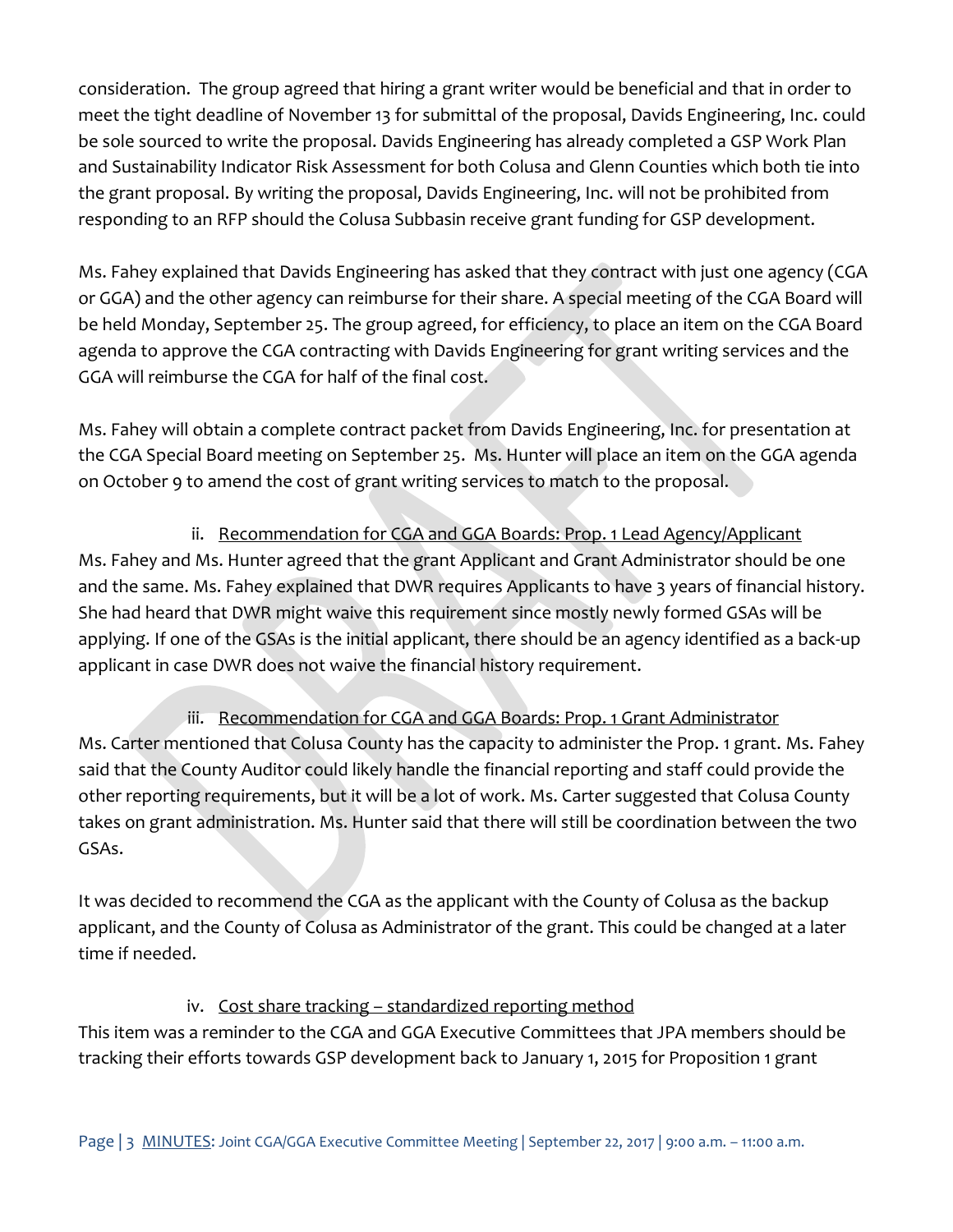consideration. The group agreed that hiring a grant writer would be beneficial and that in order to meet the tight deadline of November 13 for submittal of the proposal, Davids Engineering, Inc. could be sole sourced to write the proposal. Davids Engineering has already completed a GSP Work Plan and Sustainability Indicator Risk Assessment for both Colusa and Glenn Counties which both tie into the grant proposal. By writing the proposal, Davids Engineering, Inc. will not be prohibited from responding to an RFP should the Colusa Subbasin receive grant funding for GSP development.

Ms. Fahey explained that Davids Engineering has asked that they contract with just one agency (CGA or GGA) and the other agency can reimburse for their share. A special meeting of the CGA Board will be held Monday, September 25. The group agreed, for efficiency, to place an item on the CGA Board agenda to approve the CGA contracting with Davids Engineering for grant writing services and the GGA will reimburse the CGA for half of the final cost.

Ms. Fahey will obtain a complete contract packet from Davids Engineering, Inc. for presentation at the CGA Special Board meeting on September 25. Ms. Hunter will place an item on the GGA agenda on October 9 to amend the cost of grant writing services to match to the proposal.

ii. Recommendation for CGA and GGA Boards: Prop. 1 Lead Agency/Applicant

Ms. Fahey and Ms. Hunter agreed that the grant Applicant and Grant Administrator should be one and the same. Ms. Fahey explained that DWR requires Applicants to have 3 years of financial history. She had heard that DWR might waive this requirement since mostly newly formed GSAs will be applying. If one of the GSAs is the initial applicant, there should be an agency identified as a back-up applicant in case DWR does not waive the financial history requirement.

iii. Recommendation for CGA and GGA Boards: Prop. 1 Grant Administrator

Ms. Carter mentioned that Colusa County has the capacity to administer the Prop. 1 grant. Ms. Fahey said that the County Auditor could likely handle the financial reporting and staff could provide the other reporting requirements, but it will be a lot of work. Ms. Carter suggested that Colusa County takes on grant administration. Ms. Hunter said that there will still be coordination between the two GSAs.

It was decided to recommend the CGA as the applicant with the County of Colusa as the backup applicant, and the County of Colusa as Administrator of the grant. This could be changed at a later time if needed.

iv. Cost share tracking – standardized reporting method

This item was a reminder to the CGA and GGA Executive Committees that JPA members should be tracking their efforts towards GSP development back to January 1, 2015 for Proposition 1 grant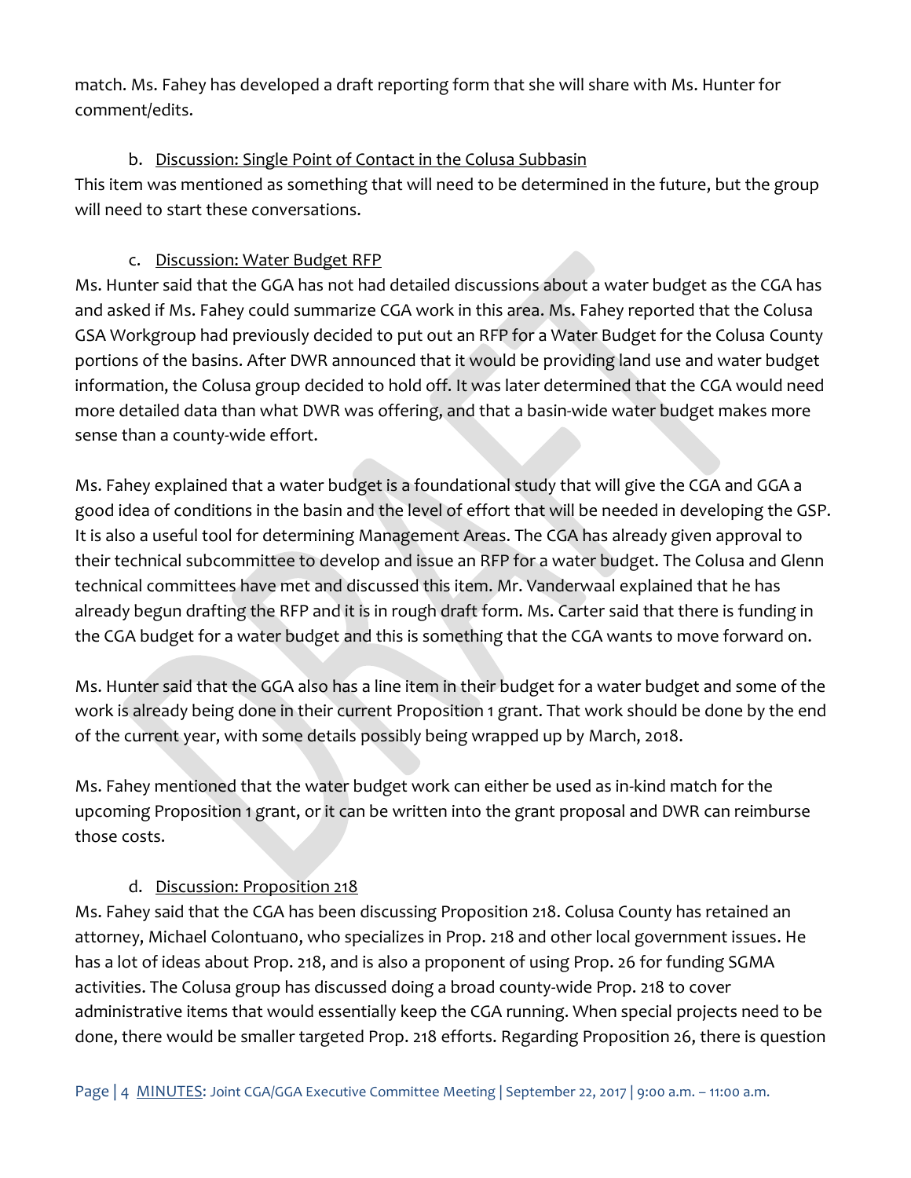match. Ms. Fahey has developed a draft reporting form that she will share with Ms. Hunter for comment/edits.

b. Discussion: Single Point of Contact in the Colusa Subbasin

This item was mentioned as something that will need to be determined in the future, but the group will need to start these conversations.

c. Discussion: Water Budget RFP

Ms. Hunter said that the GGA has not had detailed discussions about a water budget as the CGA has and asked if Ms. Fahey could summarize CGA work in this area. Ms. Fahey reported that the Colusa GSA Workgroup had previously decided to put out an RFP for a Water Budget for the Colusa County portions of the basins. After DWR announced that it would be providing land use and water budget information, the Colusa group decided to hold off. It was later determined that the CGA would need more detailed data than what DWR was offering, and that a basin-wide water budget makes more sense than a county-wide effort.

Ms. Fahey explained that a water budget is a foundational study that will give the CGA and GGA a good idea of conditions in the basin and the level of effort that will be needed in developing the GSP. It is also a useful tool for determining Management Areas. The CGA has already given approval to their technical subcommittee to develop and issue an RFP for a water budget. The Colusa and Glenn technical committees have met and discussed this item. Mr. Vanderwaal explained that he has already begun drafting the RFP and it is in rough draft form. Ms. Carter said that there is funding in the CGA budget for a water budget and this is something that the CGA wants to move forward on.

Ms. Hunter said that the GGA also has a line item in their budget for a water budget and some of the work is already being done in their current Proposition 1 grant. That work should be done by the end of the current year, with some details possibly being wrapped up by March, 2018.

Ms. Fahey mentioned that the water budget work can either be used as in-kind match for the upcoming Proposition 1 grant, or it can be written into the grant proposal and DWR can reimburse those costs.

d. Discussion: Proposition 218

Ms. Fahey said that the CGA has been discussing Proposition 218. Colusa County has retained an attorney, Michael Colontuano, who specializes in Prop. 218 and other local government issues. He has a lot of ideas about Prop. 218, and is also a proponent of using Prop. 26 for funding SGMA activities. The Colusa group has discussed doing a broad county-wide Prop. 218 to cover administrative items that would essentially keep the CGA running. When special projects need to be done, there would be smaller targeted Prop. 218 efforts. Regarding Proposition 26, there is question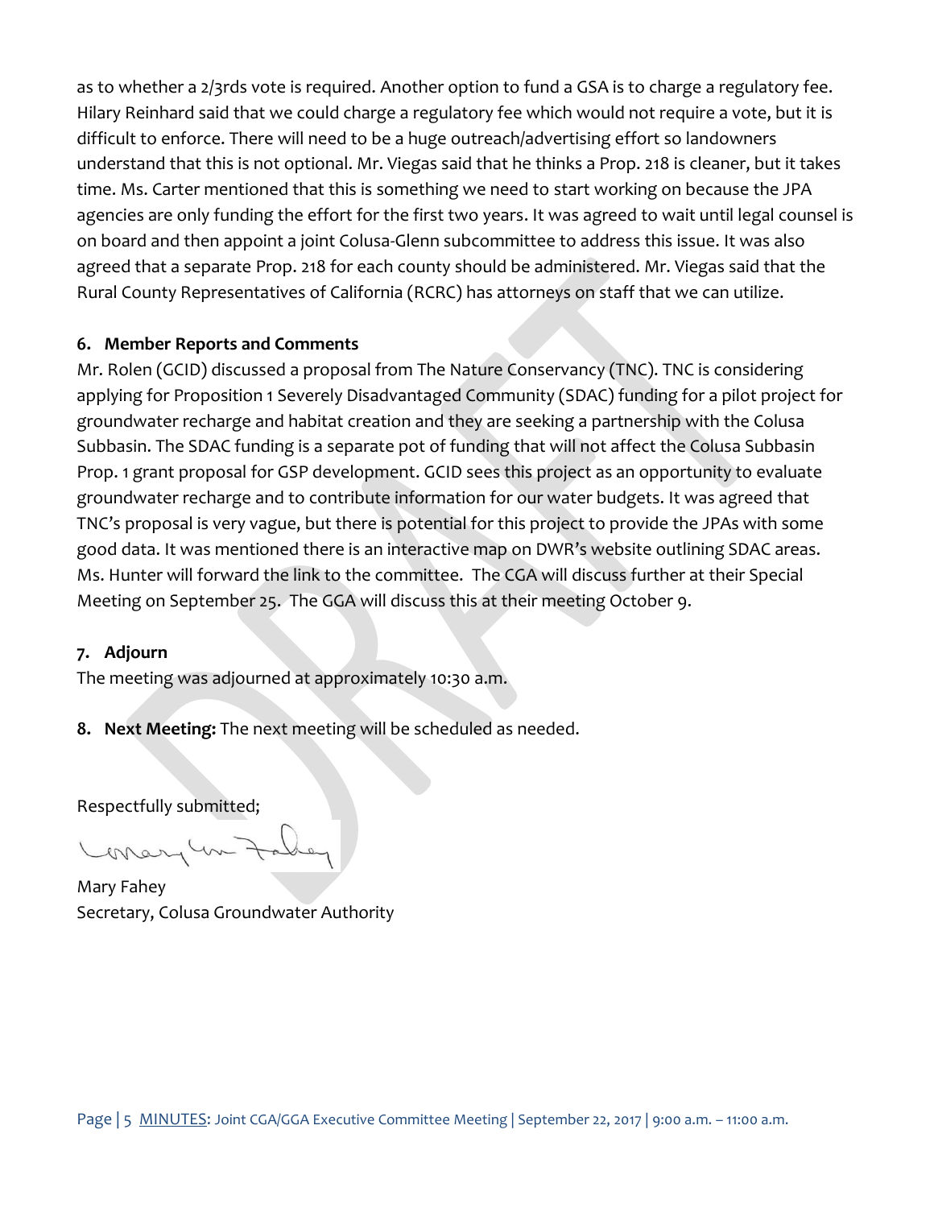as to whether a 2/3rds vote is required. Another option to fund a GSA is to charge a regulatory fee. Hilary Reinhard said that we could charge a regulatory fee which would not require a vote, but it is difficult to enforce. There will need to be a huge outreach/advertising effort so landowners understand that this is not optional. Mr. Viegas said that he thinks a Prop. 218 is cleaner, but it takes time. Ms. Carter mentioned that this is something we need to start working on because the JPA agencies are only funding the effort for the first two years. It was agreed to wait until legal counsel is on board and then appoint a joint Colusa-Glenn subcommittee to address this issue. It was also agreed that a separate Prop. 218 for each county should be administered. Mr. Viegas said that the Rural County Representatives of California (RCRC) has attorneys on staff that we can utilize.

## 6. Member Reports and Comments

Mr. Rolen (GCID) discussed a proposal from The Nature Conservancy (TNC). TNC is considering applying for Proposition 1 Severely Disadvantaged Community (SDAC) funding for a pilot project for groundwater recharge and habitat creation and they are seeking a partnership with the Colusa Subbasin. The SDAC funding is a separate pot of funding that will not affect the Colusa Subbasin Prop. 1 grant proposal for GSP development. GCID sees this project as an opportunity to evaluate groundwater recharge and to contribute information for our water budgets. It was agreed that TNC's proposal is very vague, but there is potential for this project to provide the JPAs with some good data. It was mentioned there is an interactive map on DWR's website outlining SDAC areas. Ms. Hunter will forward the link to the committee. The CGA will discuss further at their Special Meeting on September 25. The GGA will discuss this at their meeting October 9.

## 7. Adjourn

The meeting was adjourned at approximately 10:30 a.m.

**8. Next Meeting:** The next meeting will be scheduled as needed.

Respectfully submitted;

Mary Fahey
Secretary, Colusa Groundwater Authority